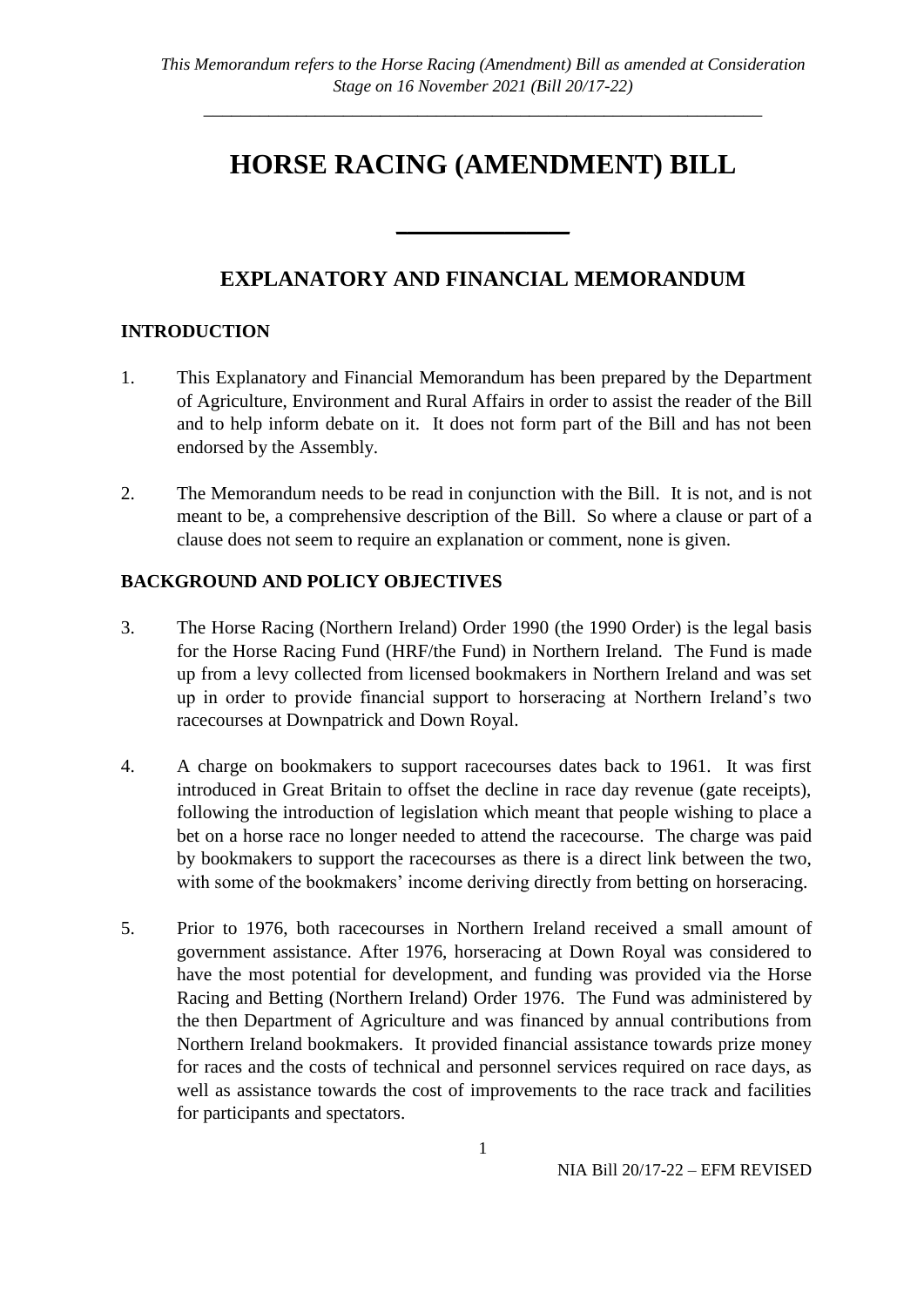*This Memorandum refers to the Horse Racing (Amendment) Bill as amended at Consideration Stage on 16 November 2021 (Bill 20/17-22)*

# HORSE RACING (AMENDMENT) BILL

## EXPLANATORY AND FINANCIAL MEMORANDUM

### INTRODUCTION

1. This Explanatory and Financial Memorandum has been prepared by the Department of Agriculture, Environment and Rural Affairs in order to assist the reader of the Bill and to help inform debate on it. It does not form part of the Bill and has not been endorsed by the Assembly.

2. The Memorandum needs to be read in conjunction with the Bill. It is not, and is not meant to be, a comprehensive description of the Bill. So where a clause or part of a clause does not seem to require an explanation or comment, none is given.

### BACKGROUND AND POLICY OBJECTIVES

3. The Horse Racing (Northern Ireland) Order 1990 (the 1990 Order) is the legal basis for the Horse Racing Fund (HRF/the Fund) in Northern Ireland. The Fund is made up from a levy collected from licensed bookmakers in Northern Ireland and was set up in order to provide financial support to horseracing at Northern Ireland's two racecourses at Downpatrick and Down Royal.

4. A charge on bookmakers to support racecourses dates back to 1961. It was first introduced in Great Britain to offset the decline in race day revenue (gate receipts), following the introduction of legislation which meant that people wishing to place a bet on a horse race no longer needed to attend the racecourse. The charge was paid by bookmakers to support the racecourses as there is a direct link between the two, with some of the bookmakers' income deriving directly from betting on horseracing.

5. Prior to 1976, both racecourses in Northern Ireland received a small amount of government assistance. After 1976, horseracing at Down Royal was considered to have the most potential for development, and funding was provided via the Horse Racing and Betting (Northern Ireland) Order 1976. The Fund was administered by the then Department of Agriculture and was financed by annual contributions from Northern Ireland bookmakers. It provided financial assistance towards prize money for races and the costs of technical and personnel services required on race days, as well as assistance towards the cost of improvements to the race track and facilities for participants and spectators.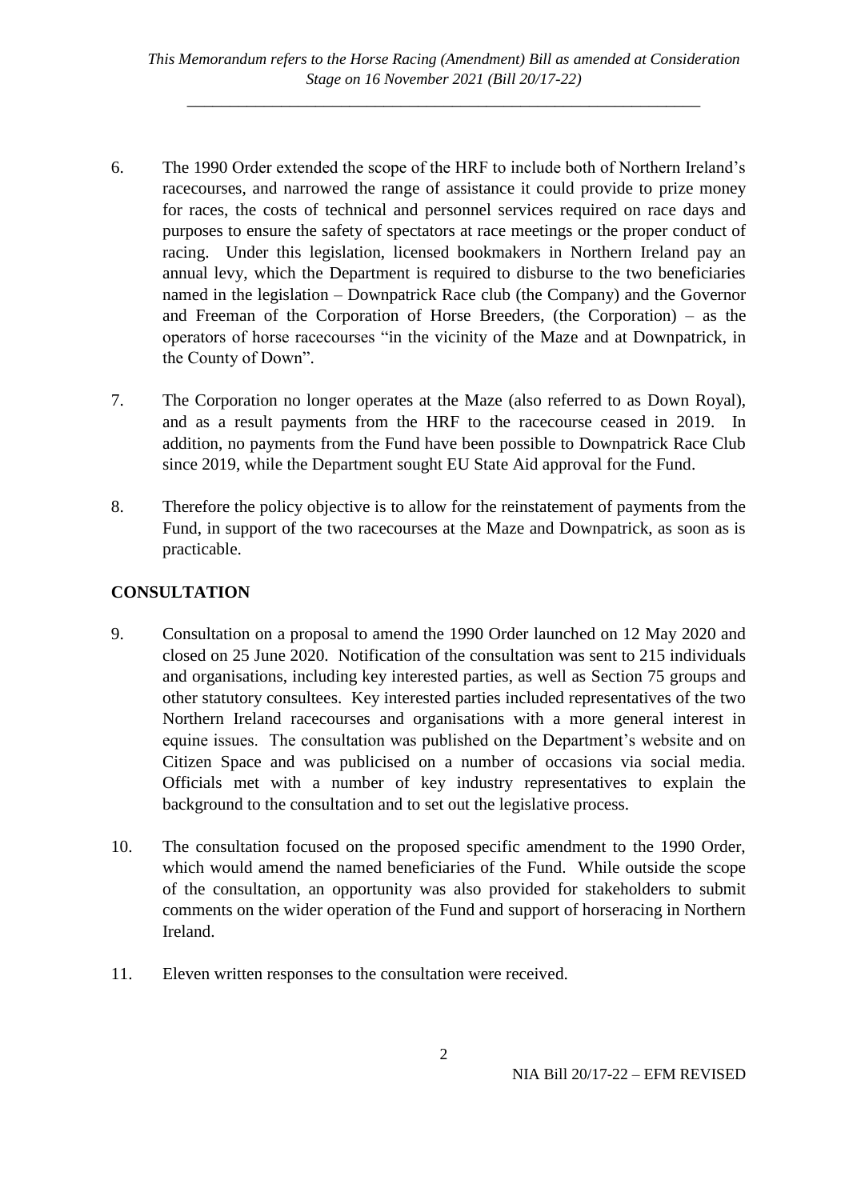6. The 1990 Order extended the scope of the HRF to include both of Northern Ireland's racecourses, and narrowed the range of assistance it could provide to prize money for races, the costs of technical and personnel services required on race days and purposes to ensure the safety of spectators at race meetings or the proper conduct of racing. Under this legislation, licensed bookmakers in Northern Ireland pay an annual levy, which the Department is required to disburse to the two beneficiaries named in the legislation – Downpatrick Race club (the Company) and the Governor and Freeman of the Corporation of Horse Breeders, (the Corporation) – as the operators of horse racecourses "in the vicinity of the Maze and at Downpatrick, in the County of Down".

7. The Corporation no longer operates at the Maze (also referred to as Down Royal), and as a result payments from the HRF to the racecourse ceased in 2019. In addition, no payments from the Fund have been possible to Downpatrick Race Club since 2019, while the Department sought EU State Aid approval for the Fund.

8. Therefore the policy objective is to allow for the reinstatement of payments from the Fund, in support of the two racecourses at the Maze and Downpatrick, as soon as is practicable.

## CONSULTATION

9. Consultation on a proposal to amend the 1990 Order launched on 12 May 2020 and closed on 25 June 2020. Notification of the consultation was sent to 215 individuals and organisations, including key interested parties, as well as Section 75 groups and other statutory consultees. Key interested parties included representatives of the two Northern Ireland racecourses and organisations with a more general interest in equine issues. The consultation was published on the Department's website and on Citizen Space and was publicised on a number of occasions via social media. Officials met with a number of key industry representatives to explain the background to the consultation and to set out the legislative process.

10. The consultation focused on the proposed specific amendment to the 1990 Order, which would amend the named beneficiaries of the Fund. While outside the scope of the consultation, an opportunity was also provided for stakeholders to submit comments on the wider operation of the Fund and support of horseracing in Northern Ireland.

11. Eleven written responses to the consultation were received.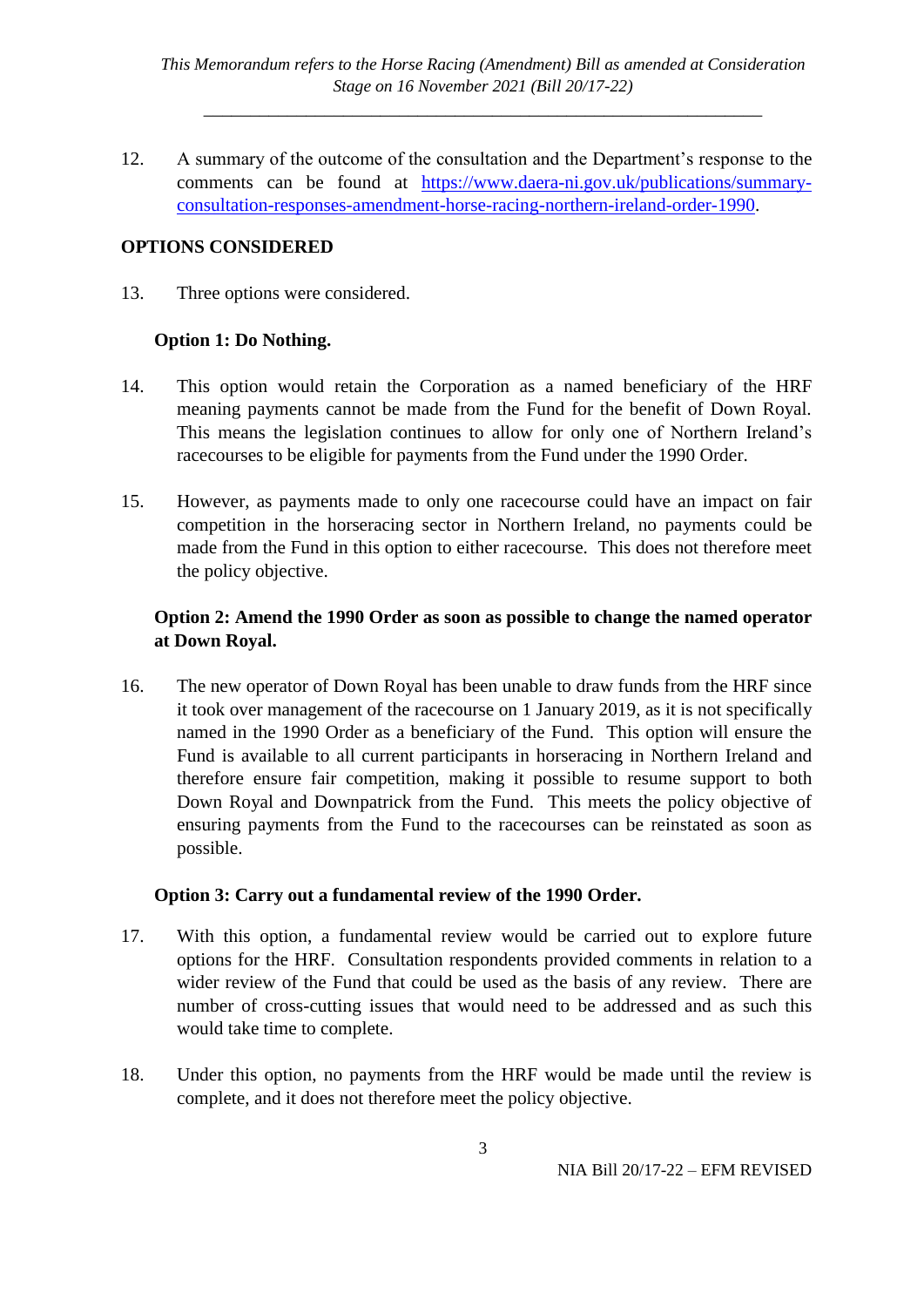12. A summary of the outcome of the consultation and the Department's response to the comments can be found at [https://www.daera-ni.gov.uk/publications/summary-consultation-responses-amendment-horse-racing-northern-ireland-order-1990](https://www.daera-ni.gov.uk/publications/summary-consultation-responses-amendment-horse-racing-northern-ireland-order-1990).

## OPTIONS CONSIDERED

13. Three options were considered.

**Option 1: Do Nothing.**

14. This option would retain the Corporation as a named beneficiary of the HRF meaning payments cannot be made from the Fund for the benefit of Down Royal. This means the legislation continues to allow for only one of Northern Ireland's racecourses to be eligible for payments from the Fund under the 1990 Order.

15. However, as payments made to only one racecourse could have an impact on fair competition in the horseracing sector in Northern Ireland, no payments could be made from the Fund in this option to either racecourse. This does not therefore meet the policy objective.

**Option 2: Amend the 1990 Order as soon as possible to change the named operator at Down Royal.**

16. The new operator of Down Royal has been unable to draw funds from the HRF since it took over management of the racecourse on 1 January 2019, as it is not specifically named in the 1990 Order as a beneficiary of the Fund. This option will ensure the Fund is available to all current participants in horseracing in Northern Ireland and therefore ensure fair competition, making it possible to resume support to both Down Royal and Downpatrick from the Fund. This meets the policy objective of ensuring payments from the Fund to the racecourses can be reinstated as soon as possible.

**Option 3: Carry out a fundamental review of the 1990 Order.**

17. With this option, a fundamental review would be carried out to explore future options for the HRF. Consultation respondents provided comments in relation to a wider review of the Fund that could be used as the basis of any review. There are number of cross-cutting issues that would need to be addressed and as such this would take time to complete.

18. Under this option, no payments from the HRF would be made until the review is complete, and it does not therefore meet the policy objective.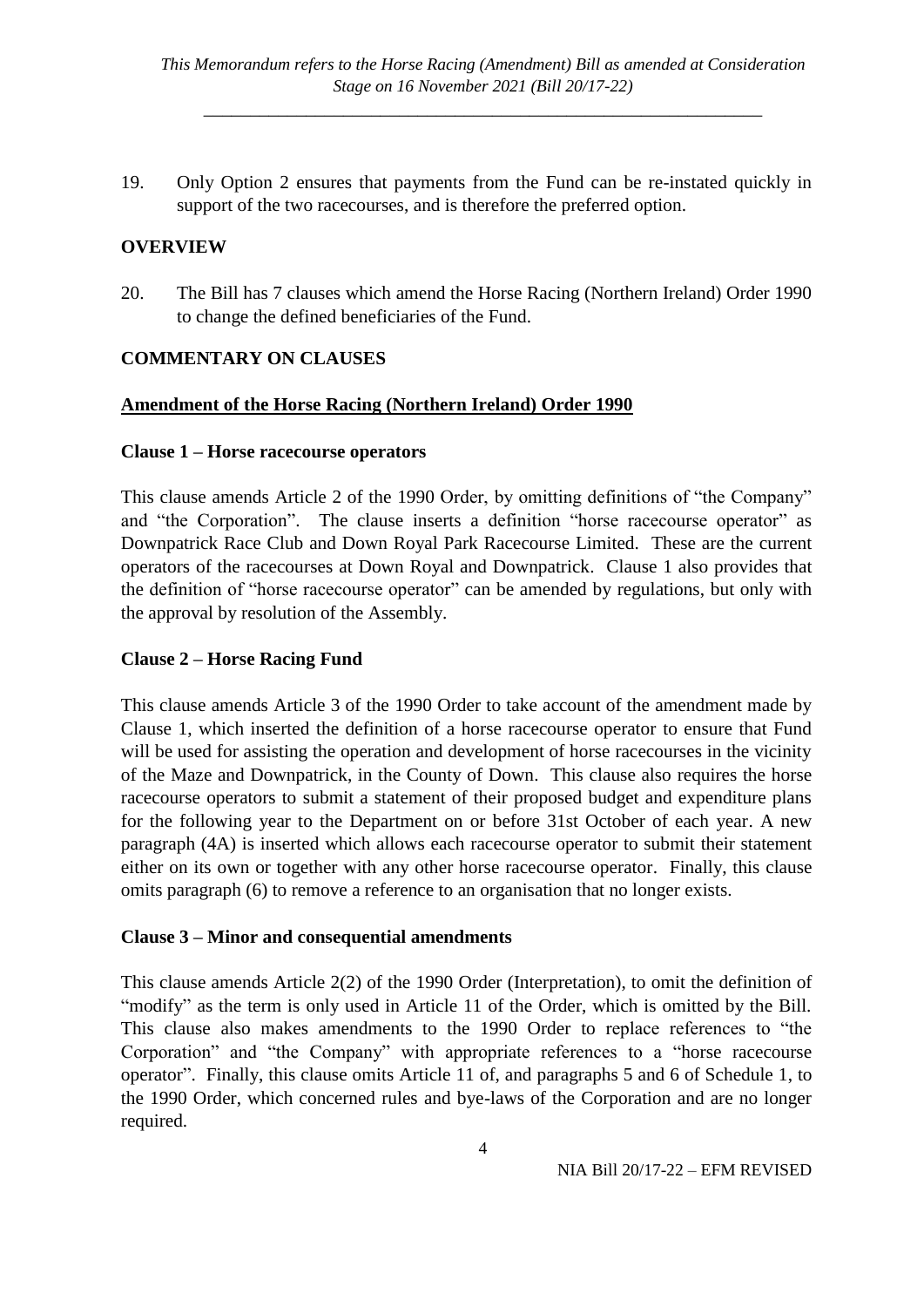19. Only Option 2 ensures that payments from the Fund can be re-instated quickly in support of the two racecourses, and is therefore the preferred option.

## OVERVIEW

20. The Bill has 7 clauses which amend the Horse Racing (Northern Ireland) Order 1990 to change the defined beneficiaries of the Fund.

## COMMENTARY ON CLAUSES

### Amendment of the Horse Racing (Northern Ireland) Order 1990

#### Clause 1 – Horse racecourse operators

This clause amends Article 2 of the 1990 Order, by omitting definitions of "the Company" and "the Corporation". The clause inserts a definition "horse racecourse operator" as Downpatrick Race Club and Down Royal Park Racecourse Limited. These are the current operators of the racecourses at Down Royal and Downpatrick. Clause 1 also provides that the definition of "horse racecourse operator" can be amended by regulations, but only with the approval by resolution of the Assembly.

#### Clause 2 – Horse Racing Fund

This clause amends Article 3 of the 1990 Order to take account of the amendment made by Clause 1, which inserted the definition of a horse racecourse operator to ensure that Fund will be used for assisting the operation and development of horse racecourses in the vicinity of the Maze and Downpatrick, in the County of Down. This clause also requires the horse racecourse operators to submit a statement of their proposed budget and expenditure plans for the following year to the Department on or before 31st October of each year. A new paragraph (4A) is inserted which allows each racecourse operator to submit their statement either on its own or together with any other horse racecourse operator. Finally, this clause omits paragraph (6) to remove a reference to an organisation that no longer exists.

#### Clause 3 – Minor and consequential amendments

This clause amends Article 2(2) of the 1990 Order (Interpretation), to omit the definition of "modify" as the term is only used in Article 11 of the Order, which is omitted by the Bill. This clause also makes amendments to the 1990 Order to replace references to "the Corporation" and "the Company" with appropriate references to a "horse racecourse operator". Finally, this clause omits Article 11 of, and paragraphs 5 and 6 of Schedule 1, to the 1990 Order, which concerned rules and bye-laws of the Corporation and are no longer required.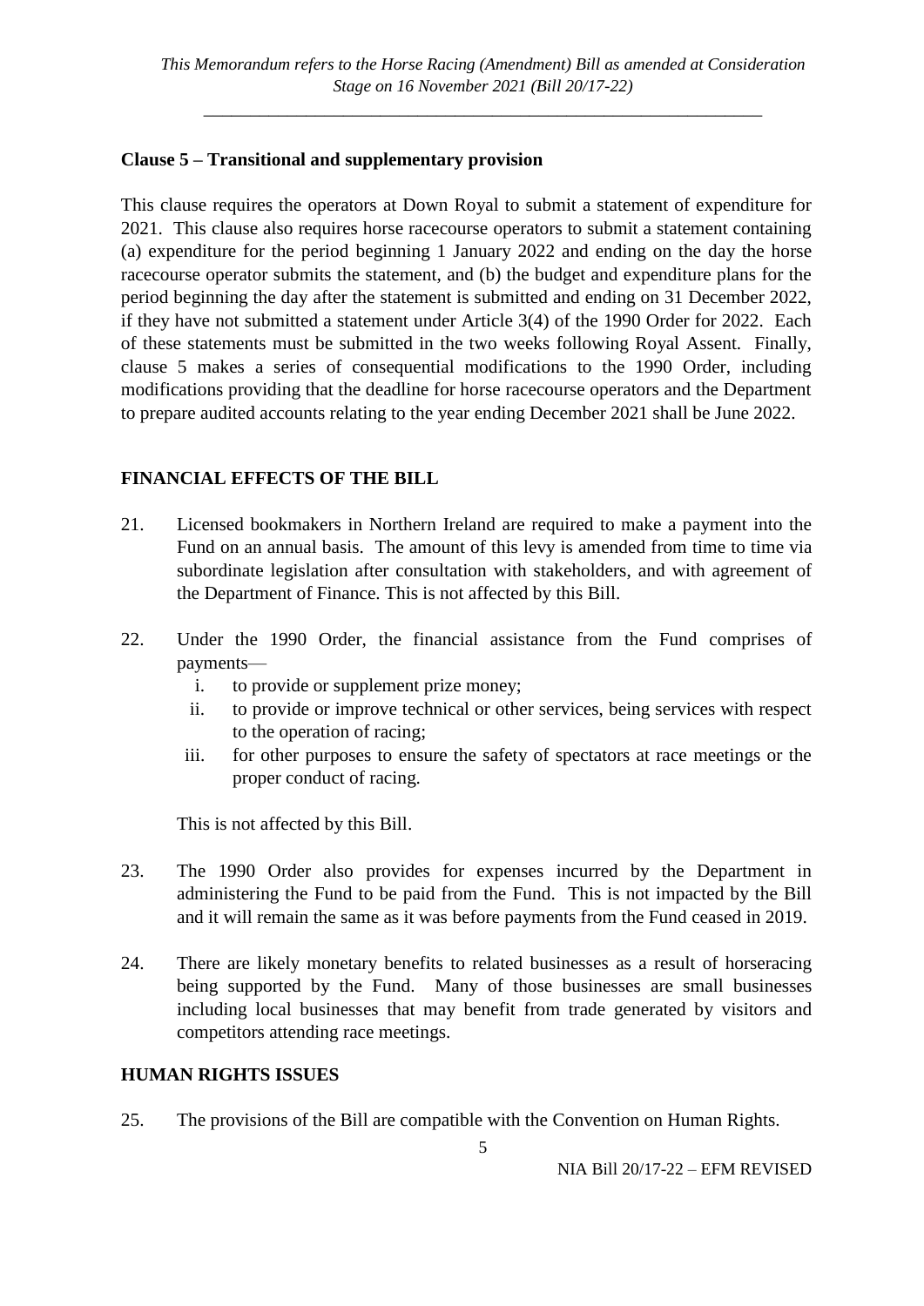**Clause 5 – Transitional and supplementary provision**

This clause requires the operators at Down Royal to submit a statement of expenditure for 2021. This clause also requires horse racecourse operators to submit a statement containing (a) expenditure for the period beginning 1 January 2022 and ending on the day the horse racecourse operator submits the statement, and (b) the budget and expenditure plans for the period beginning the day after the statement is submitted and ending on 31 December 2022, if they have not submitted a statement under Article 3(4) of the 1990 Order for 2022. Each of these statements must be submitted in the two weeks following Royal Assent. Finally, clause 5 makes a series of consequential modifications to the 1990 Order, including modifications providing that the deadline for horse racecourse operators and the Department to prepare audited accounts relating to the year ending December 2021 shall be June 2022.

## FINANCIAL EFFECTS OF THE BILL

21. Licensed bookmakers in Northern Ireland are required to make a payment into the Fund on an annual basis. The amount of this levy is amended from time to time via subordinate legislation after consultation with stakeholders, and with agreement of the Department of Finance. This is not affected by this Bill.

22. Under the 1990 Order, the financial assistance from the Fund comprises of payments—
    i. to provide or supplement prize money;
    ii. to provide or improve technical or other services, being services with respect to the operation of racing;
    iii. for other purposes to ensure the safety of spectators at race meetings or the proper conduct of racing.

    This is not affected by this Bill.

23. The 1990 Order also provides for expenses incurred by the Department in administering the Fund to be paid from the Fund. This is not impacted by the Bill and it will remain the same as it was before payments from the Fund ceased in 2019.

24. There are likely monetary benefits to related businesses as a result of horseracing being supported by the Fund. Many of those businesses are small businesses including local businesses that may benefit from trade generated by visitors and competitors attending race meetings.

## HUMAN RIGHTS ISSUES

25. The provisions of the Bill are compatible with the Convention on Human Rights.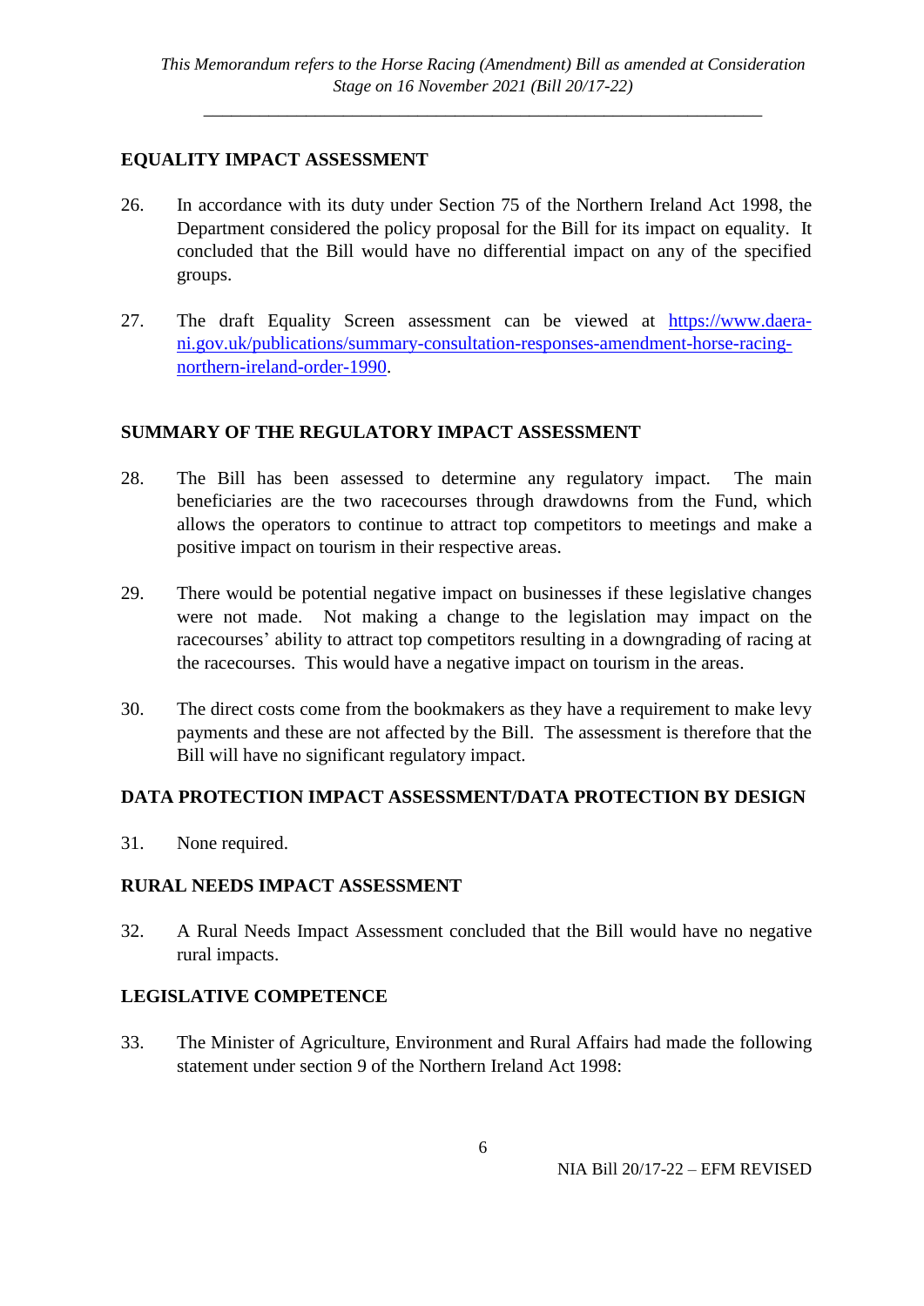## EQUALITY IMPACT ASSESSMENT

26. In accordance with its duty under Section 75 of the Northern Ireland Act 1998, the Department considered the policy proposal for the Bill for its impact on equality. It concluded that the Bill would have no differential impact on any of the specified groups.

27. The draft Equality Screen assessment can be viewed at [https://www.daera-ni.gov.uk/publications/summary-consultation-responses-amendment-horse-racing-northern-ireland-order-1990](https://www.daera-ni.gov.uk/publications/summary-consultation-responses-amendment-horse-racing-northern-ireland-order-1990).

## SUMMARY OF THE REGULATORY IMPACT ASSESSMENT

28. The Bill has been assessed to determine any regulatory impact. The main beneficiaries are the two racecourses through drawdowns from the Fund, which allows the operators to continue to attract top competitors to meetings and make a positive impact on tourism in their respective areas.

29. There would be potential negative impact on businesses if these legislative changes were not made. Not making a change to the legislation may impact on the racecourses' ability to attract top competitors resulting in a downgrading of racing at the racecourses. This would have a negative impact on tourism in the areas.

30. The direct costs come from the bookmakers as they have a requirement to make levy payments and these are not affected by the Bill. The assessment is therefore that the Bill will have no significant regulatory impact.

## DATA PROTECTION IMPACT ASSESSMENT/DATA PROTECTION BY DESIGN

31. None required.

## RURAL NEEDS IMPACT ASSESSMENT

32. A Rural Needs Impact Assessment concluded that the Bill would have no negative rural impacts.

## LEGISLATIVE COMPETENCE

33. The Minister of Agriculture, Environment and Rural Affairs had made the following statement under section 9 of the Northern Ireland Act 1998: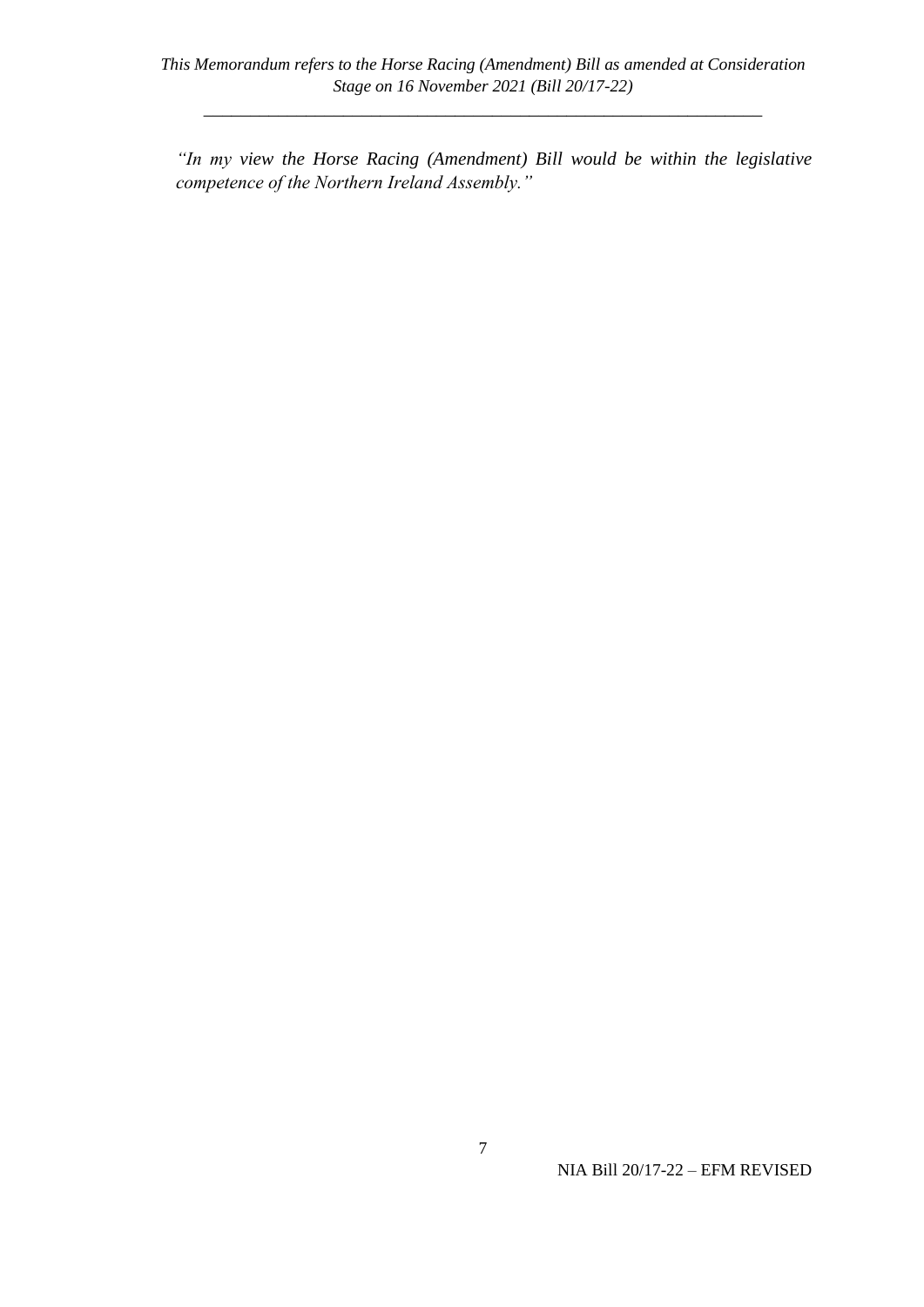*"In my view the Horse Racing (Amendment) Bill would be within the legislative competence of the Northern Ireland Assembly."*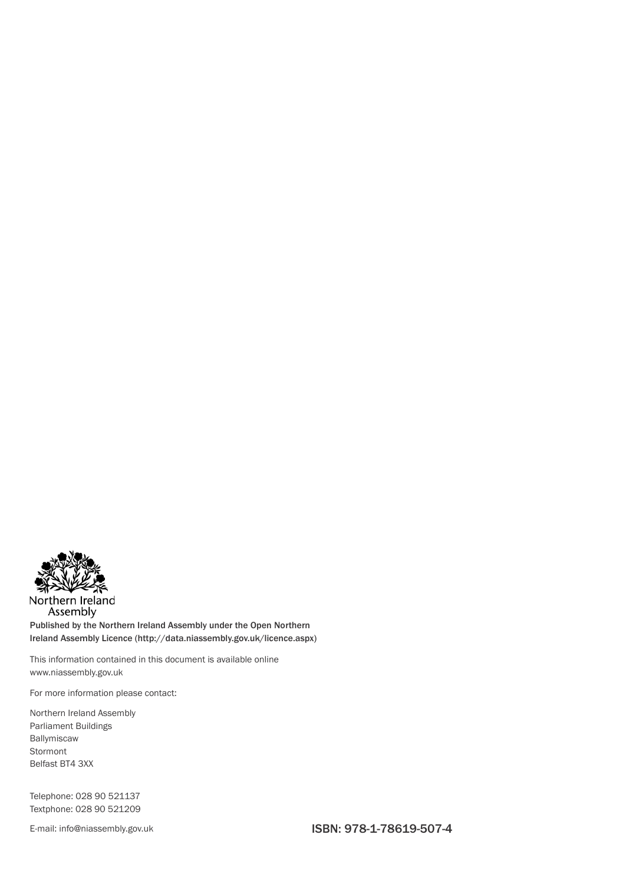Northern Ireland Assembly

Published by the Northern Ireland Assembly under the Open Northern Ireland Assembly Licence (http://data.niassembly.gov.uk/licence.aspx)

This information contained in this document is available online
www.niassembly.gov.uk

For more information please contact:

Northern Ireland Assembly
Parliament Buildings
Ballymiscaw
Stormont
Belfast BT4 3XX

Telephone: 028 90 521137
Textphone: 028 90 521209

E-mail: info@niassembly.gov.uk

ISBN: 978-1-78619-507-4